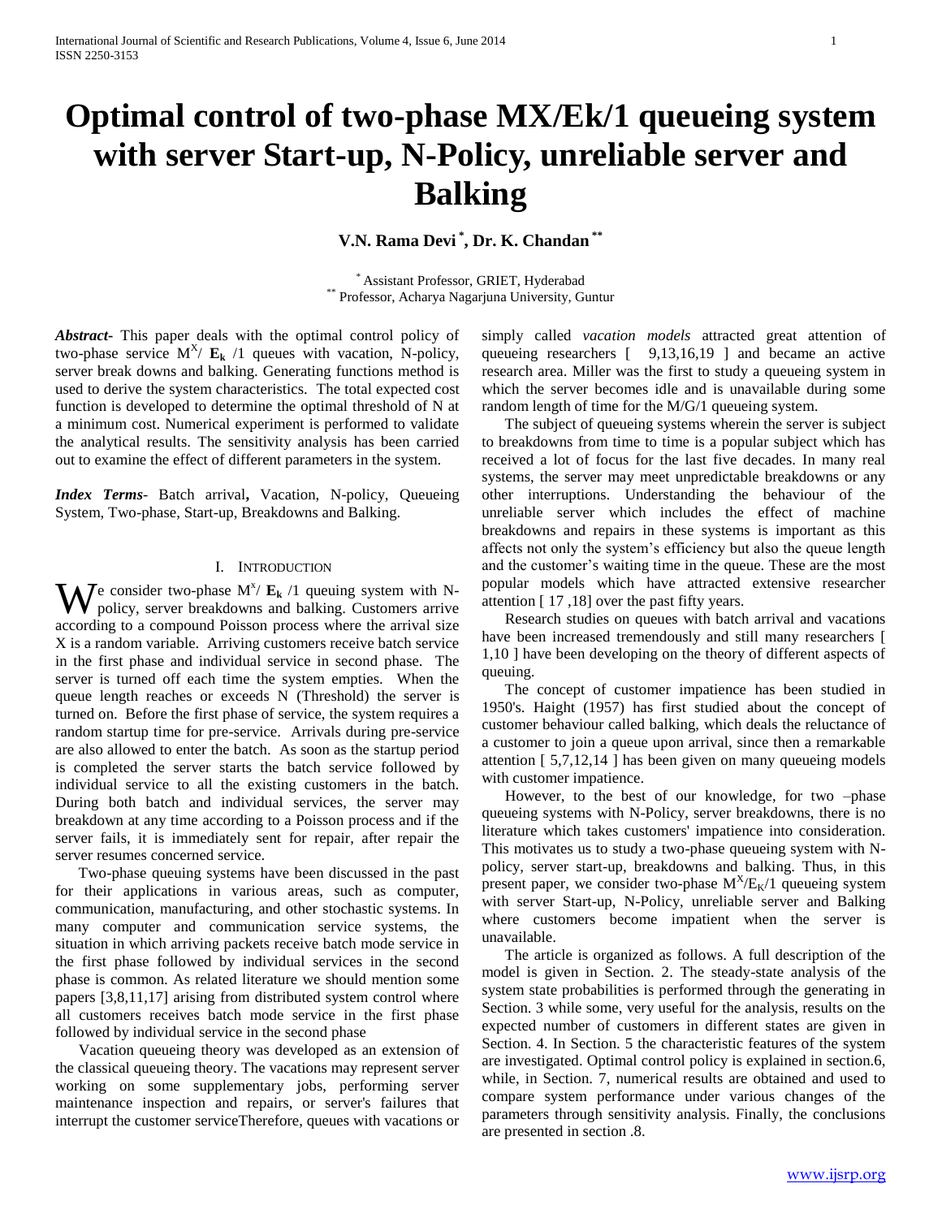# Optimal control of two-phase MX/Ek/1 queueing system with server Start-up, N-Policy, unreliable server and Balking

**V.N. Rama Devi [*], Dr. K. Chandan [**]**

[*] Assistant Professor, GRIET, Hyderabad
[**] Professor, Acharya Nagarjuna University, Guntur

***Abstract*-** This paper deals with the optimal control policy of two-phase service $M^X/\mathbf{E_k}/1$ queues with vacation, N-policy, server break downs and balking. Generating functions method is used to derive the system characteristics. The total expected cost function is developed to determine the optimal threshold of N at a minimum cost. Numerical experiment is performed to validate the analytical results. The sensitivity analysis has been carried out to examine the effect of different parameters in the system.

***Index Terms*-** Batch arrival**,** Vacation, N-policy, Queueing System, Two-phase, Start-up, Breakdowns and Balking.

## I. Introduction

We consider two-phase $M^x/\mathbf{E_k}/1$ queuing system with N-policy, server breakdowns and balking. Customers arrive according to a compound Poisson process where the arrival size X is a random variable. Arriving customers receive batch service in the first phase and individual service in second phase. The server is turned off each time the system empties. When the queue length reaches or exceeds N (Threshold) the server is turned on. Before the first phase of service, the system requires a random startup time for pre-service. Arrivals during pre-service are also allowed to enter the batch. As soon as the startup period is completed the server starts the batch service followed by individual service to all the existing customers in the batch. During both batch and individual services, the server may breakdown at any time according to a Poisson process and if the server fails, it is immediately sent for repair, after repair the server resumes concerned service.

Two-phase queuing systems have been discussed in the past for their applications in various areas, such as computer, communication, manufacturing, and other stochastic systems. In many computer and communication service systems, the situation in which arriving packets receive batch mode service in the first phase followed by individual services in the second phase is common. As related literature we should mention some papers [3,8,11,17] arising from distributed system control where all customers receives batch mode service in the first phase followed by individual service in the second phase

Vacation queueing theory was developed as an extension of the classical queueing theory. The vacations may represent server working on some supplementary jobs, performing server maintenance inspection and repairs, or server's failures that interrupt the customer serviceTherefore, queues with vacations or simply called *vacation models* attracted great attention of queueing researchers [ 9,13,16,19 ] and became an active research area. Miller was the first to study a queueing system in which the server becomes idle and is unavailable during some random length of time for the M/G/1 queueing system.

The subject of queueing systems wherein the server is subject to breakdowns from time to time is a popular subject which has received a lot of focus for the last five decades. In many real systems, the server may meet unpredictable breakdowns or any other interruptions. Understanding the behaviour of the unreliable server which includes the effect of machine breakdowns and repairs in these systems is important as this affects not only the system's efficiency but also the queue length and the customer's waiting time in the queue. These are the most popular models which have attracted extensive researcher attention [ 17 ,18] over the past fifty years.

Research studies on queues with batch arrival and vacations have been increased tremendously and still many researchers [ 1,10 ] have been developing on the theory of different aspects of queuing.

The concept of customer impatience has been studied in 1950's. Haight (1957) has first studied about the concept of customer behaviour called balking, which deals the reluctance of a customer to join a queue upon arrival, since then a remarkable attention [ 5,7,12,14 ] has been given on many queueing models with customer impatience.

However, to the best of our knowledge, for two –phase queueing systems with N-Policy, server breakdowns, there is no literature which takes customers' impatience into consideration. This motivates us to study a two-phase queueing system with N-policy, server start-up, breakdowns and balking. Thus, in this present paper, we consider two-phase $M^X/E_K/1$ queueing system with server Start-up, N-Policy, unreliable server and Balking where customers become impatient when the server is unavailable.

The article is organized as follows. A full description of the model is given in Section. 2. The steady-state analysis of the system state probabilities is performed through the generating in Section. 3 while some, very useful for the analysis, results on the expected number of customers in different states are given in Section. 4. In Section. 5 the characteristic features of the system are investigated. Optimal control policy is explained in section.6, while, in Section. 7, numerical results are obtained and used to compare system performance under various changes of the parameters through sensitivity analysis. Finally, the conclusions are presented in section .8.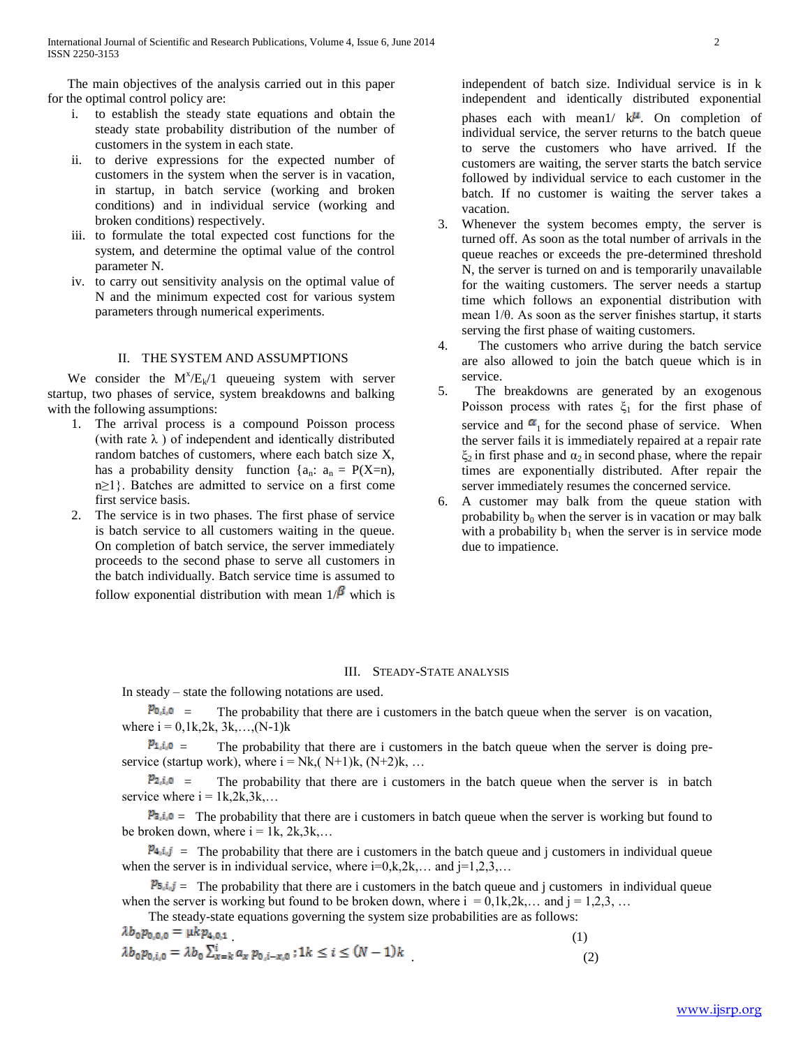The main objectives of the analysis carried out in this paper for the optimal control policy are:

i. to establish the steady state equations and obtain the steady state probability distribution of the number of customers in the system in each state.
ii. to derive expressions for the expected number of customers in the system when the server is in vacation, in startup, in batch service (working and broken conditions) and in individual service (working and broken conditions) respectively.
iii. to formulate the total expected cost functions for the system, and determine the optimal value of the control parameter N.
iv. to carry out sensitivity analysis on the optimal value of N and the minimum expected cost for various system parameters through numerical experiments.

## II. THE SYSTEM AND ASSUMPTIONS

We consider the $M^x/E_k/1$ queueing system with server startup, two phases of service, system breakdowns and balking with the following assumptions:

1. The arrival process is a compound Poisson process (with rate $\lambda$ ) of independent and identically distributed random batches of customers, where each batch size X, has a probability density function $\{a_n: a_n = P(X=n), n\geq 1\}$. Batches are admitted to service on a first come first service basis.
2. The service is in two phases. The first phase of service is batch service to all customers waiting in the queue. On completion of batch service, the server immediately proceeds to the second phase to serve all customers in the batch individually. Batch service time is assumed to follow exponential distribution with mean $1/\beta$ which is independent of batch size. Individual service is in k independent and identically distributed exponential phases each with mean$1/\ k\mu$. On completion of individual service, the server returns to the batch queue to serve the customers who have arrived. If the customers are waiting, the server starts the batch service followed by individual service to each customer in the batch. If no customer is waiting the server takes a vacation.
3. Whenever the system becomes empty, the server is turned off. As soon as the total number of arrivals in the queue reaches or exceeds the pre-determined threshold N, the server is turned on and is temporarily unavailable for the waiting customers. The server needs a startup time which follows an exponential distribution with mean $1/\theta$. As soon as the server finishes startup, it starts serving the first phase of waiting customers.
4. The customers who arrive during the batch service are also allowed to join the batch queue which is in service.
5. The breakdowns are generated by an exogenous Poisson process with rates $\xi_1$ for the first phase of service and $\alpha_1$ for the second phase of service. When the server fails it is immediately repaired at a repair rate $\xi_2$ in first phase and $\alpha_2$ in second phase, where the repair times are exponentially distributed. After repair the server immediately resumes the concerned service.
6. A customer may balk from the queue station with probability $b_0$ when the server is in vacation or may balk with a probability $b_1$ when the server is in service mode due to impatience.

## III. STEADY-STATE ANALYSIS

In steady – state the following notations are used.

$p_{0,i,0}$ = The probability that there are i customers in the batch queue when the server is on vacation, where $i = 0,1k,2k,3k,\ldots,(N-1)k$

$p_{1,i,0}$ = The probability that there are i customers in the batch queue when the server is doing pre-service (startup work), where $i = Nk,(N+1)k,(N+2)k,\ldots$

$p_{2,i,0}$ = The probability that there are i customers in the batch queue when the server is in batch service where $i = 1k,2k,3k,\ldots$

$p_{3,i,0}$ = The probability that there are i customers in batch queue when the server is working but found to be broken down, where $i = 1k,2k,3k,\ldots$

$p_{4,i,j}$ = The probability that there are i customers in the batch queue and j customers in individual queue when the server is in individual service, where $i=0,k,2k,\ldots$ and $j=1,2,3,\ldots$

$p_{5,i,j}$ = The probability that there are i customers in the batch queue and j customers in individual queue when the server is working but found to be broken down, where $i = 0,1k,2k,\ldots$ and $j = 1,2,3,\ldots$

The steady-state equations governing the system size probabilities are as follows:

$$\lambda b_0 p_{0,0,0} = \mu k p_{4,0,1} \tag{1}$$

$$\lambda b_0 p_{0,i,0} = \lambda b_0 \sum_{x=k}^{i} a_x\, p_{0,i-x,0}\ ;1k \leq i \leq (N-1)k \tag{2}$$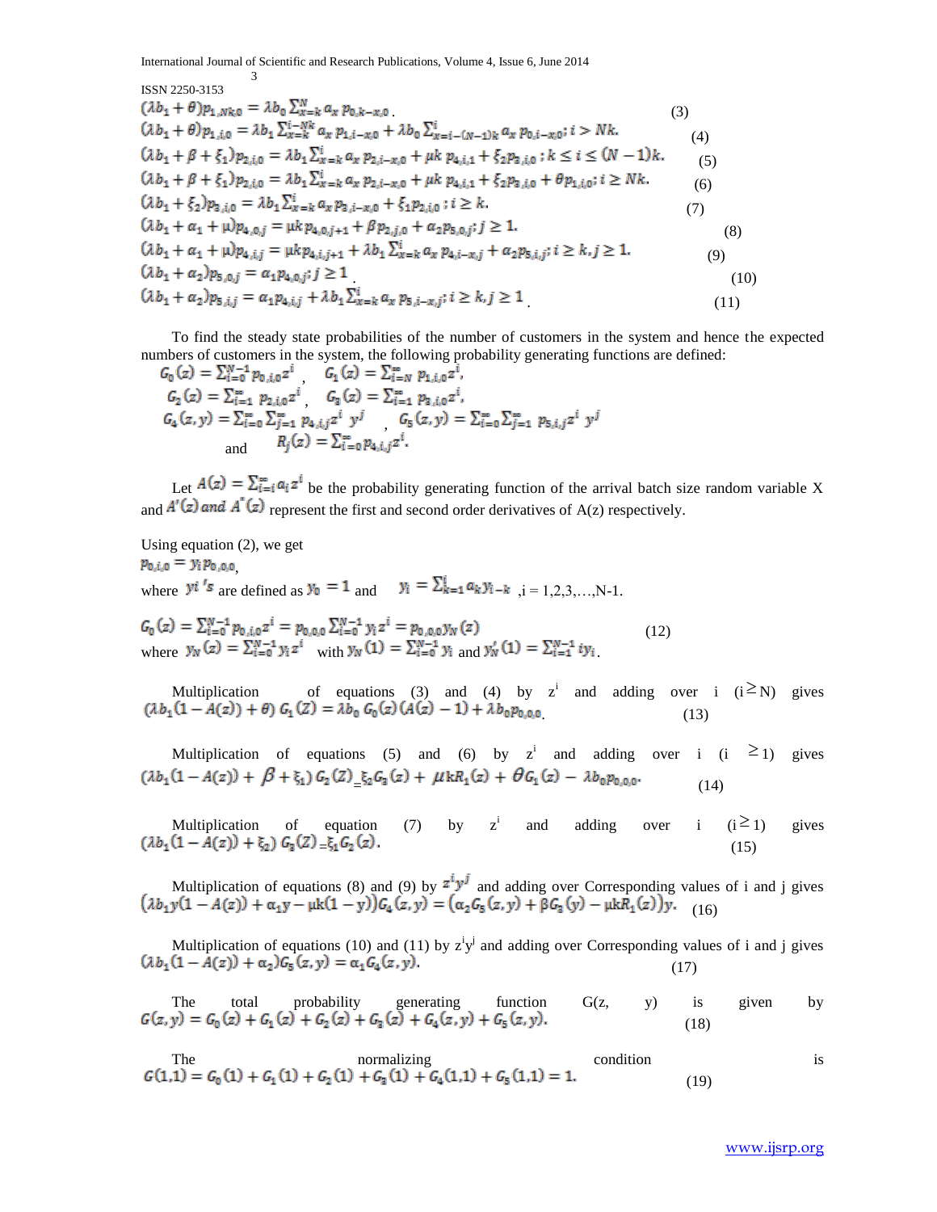$$(\lambda b_1+\theta)p_{1,Nk,0}=\lambda b_0\sum_{x=k}^{N}a_x\,p_{0,k-x,0}. \tag{3}$$

$$(\lambda b_1+\theta)p_{1,i,0}=\lambda b_1\sum_{x=k}^{i-Nk}a_x\,p_{1,i-x,0}+\lambda b_0\sum_{x=i-(N-1)k}^{i}a_x\,p_{0,i-x,0};\ i>Nk. \tag{4}$$

$$(\lambda b_1+\beta+\xi_1)p_{2,i,0}=\lambda b_1\sum_{x=k}^{i}a_x\,p_{2,i-x,0}+\mu k\,p_{4,i,1}+\xi_2 p_{3,i,0}\ ;\ k\le i\le(N-1)k. \tag{5}$$

$$(\lambda b_1+\beta+\xi_1)p_{2,i,0}=\lambda b_1\sum_{x=k}^{i}a_x\,p_{2,i-x,0}+\mu k\,p_{4,i,1}+\xi_2 p_{3,i,0}+\theta p_{1,i,0};\ i\ge Nk. \tag{6}$$

$$(\lambda b_1+\xi_2)p_{3,i,0}=\lambda b_1\sum_{x=k}^{i}a_x\,p_{3,i-x,0}+\xi_1 p_{2,i,0}\ ;\ i\ge k. \tag{7}$$

$$(\lambda b_1+\alpha_1+\mu)p_{4,0,j}=\mu k\,p_{4,0,j+1}+\beta p_{2,j,0}+\alpha_2 p_{5,0,j};\ j\ge 1. \tag{8}$$

$$(\lambda b_1+\alpha_1+\mu)p_{4,i,j}=\mu k\,p_{4,i,j+1}+\lambda b_1\sum_{x=k}^{i}a_x\,p_{4,i-x,j}+\alpha_2 p_{5,i,j};\ i\ge k, j\ge 1. \tag{9}$$

$$(\lambda b_1+\alpha_2)p_{5,0,j}=\alpha_1 p_{4,0,j};\ j\ge 1. \tag{10}$$

$$(\lambda b_1+\alpha_2)p_{5,i,j}=\alpha_1 p_{4,i,j}+\lambda b_1\sum_{x=k}^{i}a_x\,p_{5,i-x,j};\ i\ge k, j\ge 1. \tag{11}$$

To find the steady state probabilities of the number of customers in the system and hence the expected numbers of customers in the system, the following probability generating functions are defined:

$$G_0(z)=\sum_{i=0}^{N-1}p_{0,i,0}z^i,\quad G_1(z)=\sum_{i=N}^{\infty}p_{1,i,0}z^i,$$

$$G_2(z)=\sum_{i=1}^{\infty}p_{2,i,0}z^i,\quad G_3(z)=\sum_{i=1}^{\infty}p_{3,i,0}z^i,$$

$$G_4(z,y)=\sum_{i=0}^{\infty}\sum_{j=1}^{\infty}p_{4,i,j}z^i\,y^j,\quad G_5(z,y)=\sum_{i=0}^{\infty}\sum_{j=1}^{\infty}p_{5,i,j}z^i\,y^j$$

and $\quad R_j(z)=\sum_{i=0}^{\infty}p_{4,i,j}z^i.$

Let $A(z)=\sum_{i=i}^{\infty}a_i z^i$ be the probability generating function of the arrival batch size random variable X and $A'(z)$ *and* $A''(z)$ represent the first and second order derivatives of A(z) respectively.

Using equation (2), we get

$p_{0,i,0}=y_i p_{0,0,0}$,

where $y_i$'s are defined as $y_0=1$ and $\quad y_i=\sum_{k=1}^{i}a_k y_{i-k}$ ,i = 1,2,3,…,N-1.

$$G_0(z)=\sum_{i=0}^{N-1}p_{0,i,0}z^i=p_{0,0,0}\sum_{i=0}^{N-1}y_i z^i=p_{0,0,0}\,y_N(z) \tag{12}$$

where $y_N(z)=\sum_{i=0}^{N-1}y_i z^i$ with $y_N(1)=\sum_{i=0}^{N-1}y_i$ and $y_N'(1)=\sum_{i=1}^{N-1}i y_i$.

Multiplication of equations (3) and (4) by $z^i$ and adding over i ($i\ge N$) gives

$$(\lambda b_1(1-A(z))+\theta)\,G_1(Z)=\lambda b_0\,G_0(z)(A(z)-1)+\lambda b_0 p_{0,0,0}. \tag{13}$$

Multiplication of equations (5) and (6) by $z^i$ and adding over i ($i\ge 1$) gives

$$(\lambda b_1(1-A(z))+\beta+\xi_1)\,G_2(Z)=\xi_2 G_3(z)+\mu kR_1(z)+\theta G_1(z)-\lambda b_0 p_{0,0,0}. \tag{14}$$

Multiplication of equation (7) by $z^i$ and adding over i ($i\ge 1$) gives

$$(\lambda b_1(1-A(z))+\xi_2)\,G_3(Z)=\xi_1 G_2(z). \tag{15}$$

Multiplication of equations (8) and (9) by $z^i y^j$ and adding over Corresponding values of i and j gives

$$\left(\lambda b_1 y(1-A(z))+\alpha_1 y-\mu k(1-y)\right)G_4(z,y)=\left(\alpha_2 G_5(z,y)+\beta G_3(y)-\mu kR_1(z)\right)y. \tag{16}$$

Multiplication of equations (10) and (11) by $z^i y^j$ and adding over Corresponding values of i and j gives

$$(\lambda b_1(1-A(z))+\alpha_2)G_5(z,y)=\alpha_1 G_4(z,y). \tag{17}$$

The total probability generating function G(z, y) is given by

$$G(z,y)=G_0(z)+G_1(z)+G_2(z)+G_3(z)+G_4(z,y)+G_5(z,y). \tag{18}$$

The normalizing condition is

$$G(1,1)=G_0(1)+G_1(1)+G_2(1)+G_3(1)+G_4(1,1)+G_5(1,1)=1. \tag{19}$$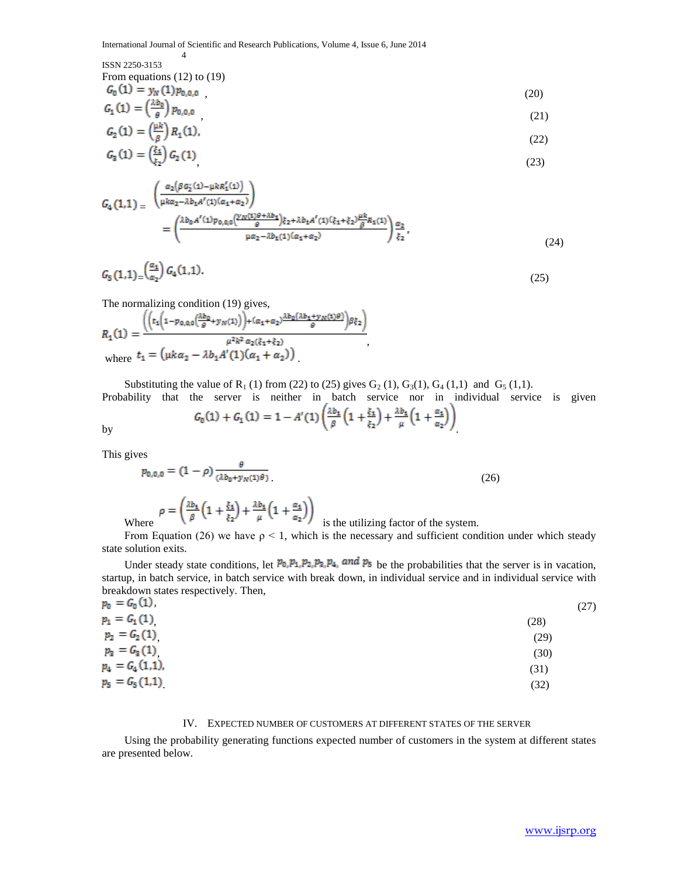From equations (12) to (19)

$$G_0(1) = y_N(1)p_{0,0,0} \ , \tag{20}$$

$$G_1(1) = \left(\frac{\lambda b_0}{\theta}\right)p_{0,0,0} \ , \tag{21}$$

$$G_2(1) = \left(\frac{\mu k}{\beta}\right)R_1(1), \tag{22}$$

$$G_3(1) = \left(\frac{\xi_1}{\xi_2}\right)G_2(1), \tag{23}$$

$$G_4(1,1) = \left(\frac{\alpha_2\left(\beta G_2'(1) - \mu k R_1'(1)\right)}{\mu k\alpha_2 - \lambda b_1 A'(1)(\alpha_1+\alpha_2)}\right)$$

$$= \left(\frac{\left(\lambda b_0 A'(1)p_{0,0,0}\left(\frac{y_N(1)\theta+\lambda b_1}{\theta}\right)\xi_2 + \lambda b_1 A'(1)(\xi_1+\xi_2)\frac{\mu k}{\beta}R_1(1)\right)}{\mu\alpha_2 - \lambda b_1(1)(\alpha_1+\alpha_2)}\right)\frac{\alpha_2}{\xi_2}, \tag{24}$$

$$G_5(1,1) = \left(\frac{\alpha_1}{\alpha_2}\right)G_4(1,1). \tag{25}$$

The normalizing condition (19) gives,

$$R_1(1) = \frac{\left(\left(t_1\left(1 - p_{0,0,0}\left(\frac{\lambda b_0}{\theta} + y_N(1)\right)\right) + (\alpha_1+\alpha_2)\frac{\lambda b_0(\lambda b_1 + y_N(1)\theta)}{\theta}\right)\beta\xi_2\right)}{\mu^2 k^2 \alpha_2(\xi_1+\xi_2)},$$

where $t_1 = \left(\mu k\alpha_2 - \lambda b_1 A'(1)(\alpha_1+\alpha_2)\right)$.

Substituting the value of $R_1(1)$ from (22) to (25) gives $G_2(1)$, $G_3(1)$, $G_4(1,1)$ and $G_5(1,1)$. Probability that the server is neither in batch service nor in individual service is given by

$$G_0(1) + G_1(1) = 1 - A'(1)\left(\frac{\lambda b_1}{\beta}\left(1 + \frac{\xi_1}{\xi_2}\right) + \frac{\lambda b_1}{\mu}\left(1 + \frac{\alpha_1}{\alpha_2}\right)\right).$$

This gives

$$p_{0,0,0} = (1-\rho)\frac{\theta}{(\lambda b_0 + y_N(1)\theta)}. \tag{26}$$

Where $\rho = \left(\frac{\lambda b_1}{\beta}\left(1 + \frac{\xi_1}{\xi_2}\right) + \frac{\lambda b_1}{\mu}\left(1 + \frac{\alpha_1}{\alpha_2}\right)\right)$ is the utilizing factor of the system.

From Equation (26) we have $\rho < 1$, which is the necessary and sufficient condition under which steady state solution exits.

Under steady state conditions, let $p_0, p_1, p_2, p_3, p_4,$ and $p_5$ be the probabilities that the server is in vacation, startup, in batch service, in batch service with break down, in individual service and in individual service with breakdown states respectively. Then,

$$p_0 = G_0(1), \tag{27}$$

$$p_1 = G_1(1), \tag{28}$$

$$p_2 = G_2(1), \tag{29}$$

$$p_3 = G_3(1), \tag{30}$$

$$p_4 = G_4(1,1), \tag{31}$$

$$p_5 = G_5(1,1). \tag{32}$$

## IV. Expected Number of Customers at Different States of the Server

Using the probability generating functions expected number of customers in the system at different states are presented below.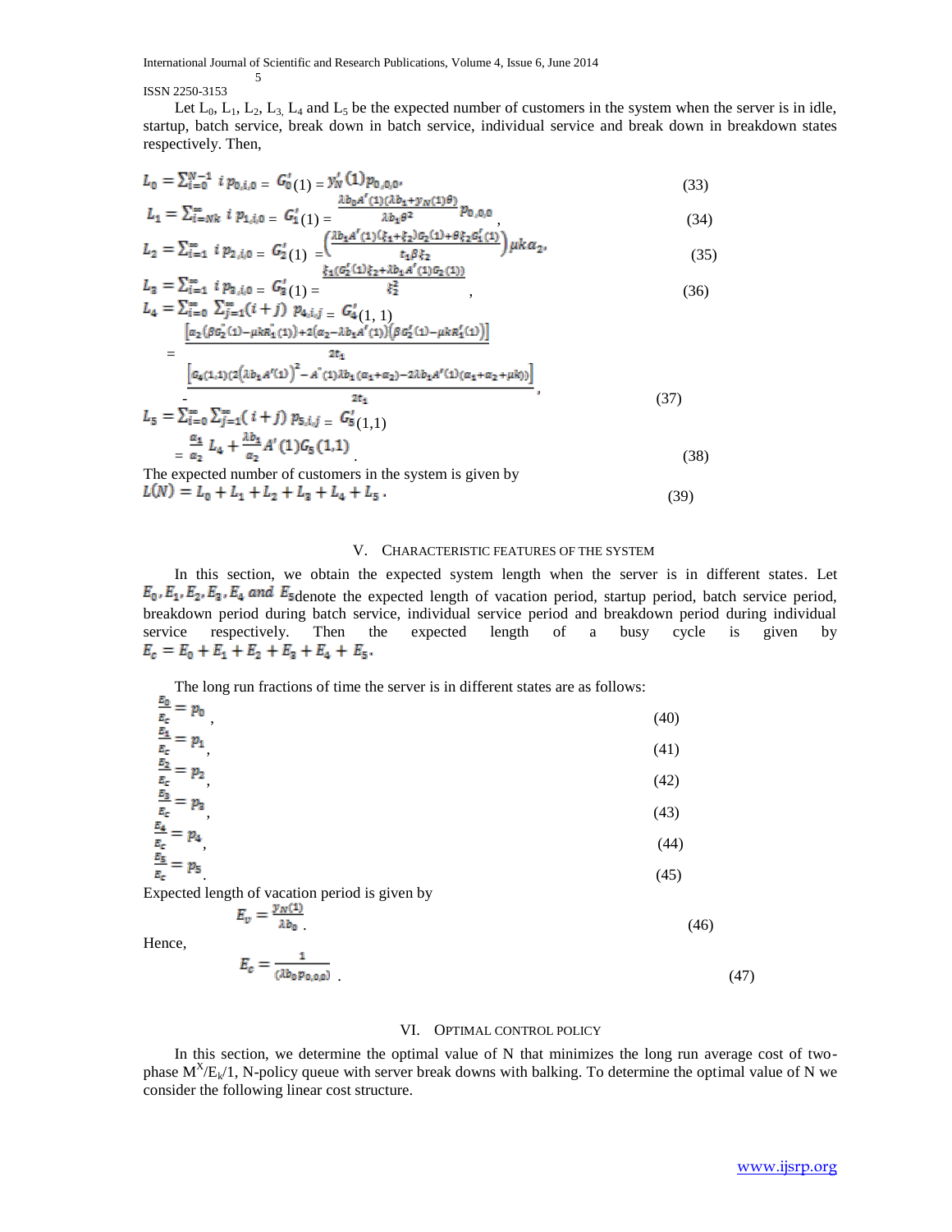Let $L_0$, $L_1$, $L_2$, $L_3$, $L_4$ and $L_5$ be the expected number of customers in the system when the server is in idle, startup, batch service, break down in batch service, individual service and break down in breakdown states respectively. Then,

$$L_0 = \sum_{i=0}^{N-1} i\, p_{0,i,0} = G_0'(1) = y_N'(1) p_{0,0,0}, \tag{33}$$

$$L_1 = \sum_{i=Nk}^{\infty} i\, p_{1,i,0} = G_1'(1) = \frac{\lambda b_0 A'(1)(\lambda b_1 + y_N(1)\theta)}{\lambda b_1 \theta^2} p_{0,0,0}, \tag{34}$$

$$L_2 = \sum_{i=1}^{\infty} i\, p_{2,i,0} = G_2'(1) = \left(\frac{\lambda b_1 A'(1)(\xi_1+\xi_2)G_2(1) + \theta \xi_2 G_1'(1)}{t_1 \beta \xi_2}\right)\mu k \alpha_2, \tag{35}$$

$$L_3 = \sum_{i=1}^{\infty} i\, p_{3,i,0} = G_3'(1) = \frac{\xi_1 (G_2'(1)\xi_2 + \lambda b_1 A'(1) G_2(1))}{\xi_2^2}, \tag{36}$$

$$L_4 = \sum_{i=0}^{\infty} \sum_{j=1}^{\infty} (i+j)\, p_{4,i,j} = G_4'(1,1)$$

$$= \frac{\left[\alpha_2(\beta G_2''(1) - \mu k R_1''(1)) + 2(\alpha_2 - \lambda b_1 A'(1))(\beta G_2'(1) - \mu k R_1'(1))\right]}{2t_1}$$

$$- \frac{\left[G_4(1,1)(2(\lambda b_1 A'(1))^2 - A''(1)\lambda b_1(\alpha_1+\alpha_2) - 2\lambda b_1 A'(1)(\alpha_1+\alpha_2+\mu k))\right]}{2t_1}, \tag{37}$$

$$L_5 = \sum_{i=0}^{\infty} \sum_{j=1}^{\infty} (i+j)\, p_{5,i,j} = G_5'(1,1)$$

$$= \frac{\alpha_1}{\alpha_2} L_4 + \frac{\lambda b_1}{\alpha_2} A'(1) G_5(1,1). \tag{38}$$

The expected number of customers in the system is given by

$$L(N) = L_0 + L_1 + L_2 + L_3 + L_4 + L_5. \tag{39}$$

## V. Characteristic Features of the System

In this section, we obtain the expected system length when the server is in different states. Let $E_0, E_1, E_2, E_3, E_4$ and $E_5$ denote the expected length of vacation period, startup period, batch service period, breakdown period during batch service, individual service period and breakdown period during individual service respectively. Then the expected length of a busy cycle is given by $E_c = E_0 + E_1 + E_2 + E_3 + E_4 + E_5$.

The long run fractions of time the server is in different states are as follows:

$$\frac{E_0}{E_c} = p_0, \tag{40}$$

$$\frac{E_1}{E_c} = p_1, \tag{41}$$

$$\frac{E_2}{E_c} = p_2, \tag{42}$$

$$\frac{E_3}{E_c} = p_3, \tag{43}$$

$$\frac{E_4}{E_c} = p_4, \tag{44}$$

$$\frac{E_5}{E_c} = p_5. \tag{45}$$

Expected length of vacation period is given by

$$E_v = \frac{y_N(1)}{\lambda b_0}. \tag{46}$$

Hence,

$$E_c = \frac{1}{(\lambda b_0 p_{0,0,0})}. \tag{47}$$

## VI. Optimal Control Policy

In this section, we determine the optimal value of N that minimizes the long run average cost of two-phase $M^X/E_k/1$, N-policy queue with server break downs with balking. To determine the optimal value of N we consider the following linear cost structure.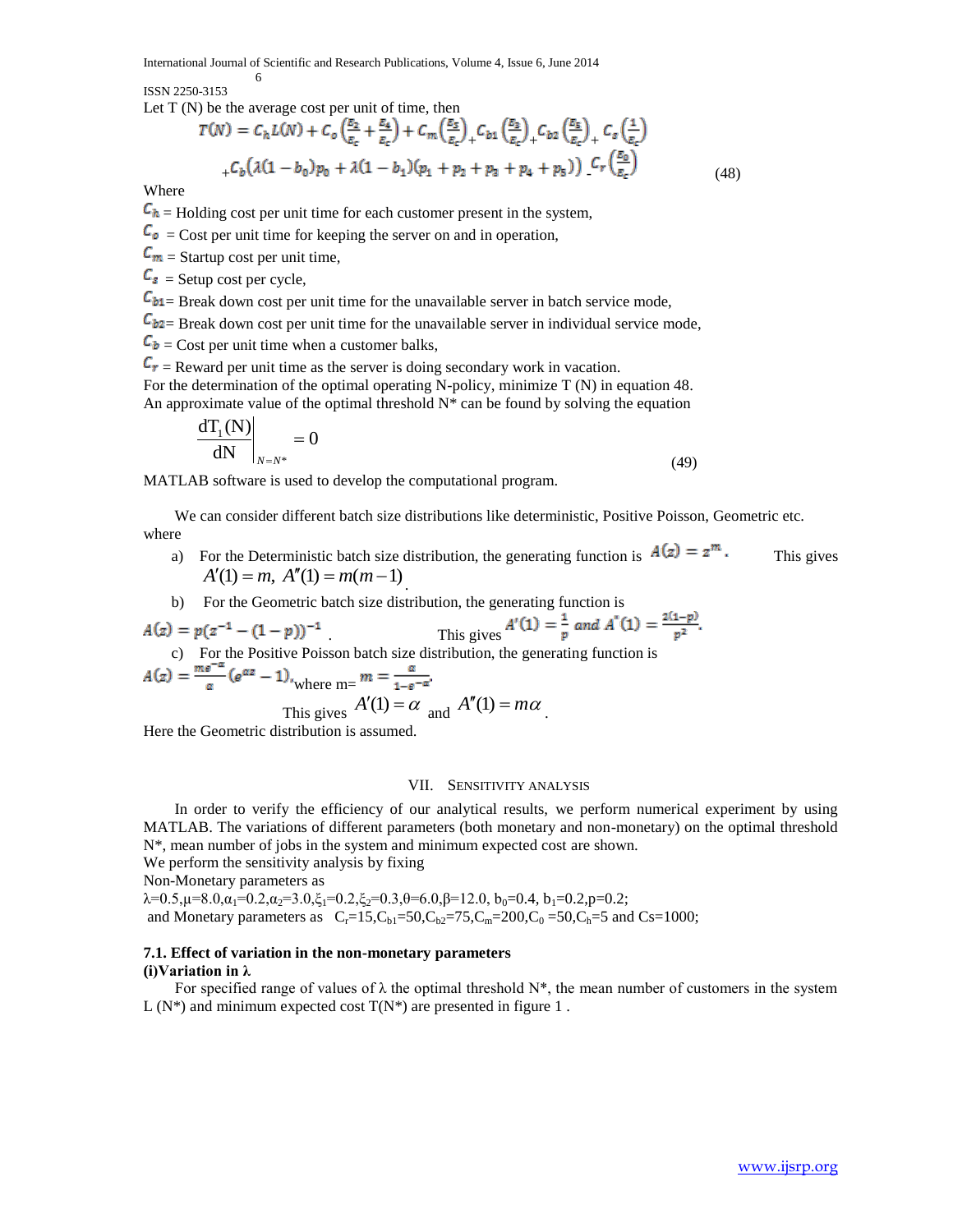Let T (N) be the average cost per unit of time, then

$$T(N) = C_h L(N) + C_o\left(\frac{E_2}{E_c} + \frac{E_4}{E_c}\right) + C_m\left(\frac{E_5}{E_c}\right) + C_{b1}\left(\frac{E_2}{E_c}\right) + C_{b2}\left(\frac{E_5}{E_c}\right) + C_s\left(\frac{1}{E_c}\right)$$
$$+ C_b\left(\lambda(1-b_0)p_0 + \lambda(1-b_1)(p_1+p_2+p_3+p_4+p_5)\right) - C_r\left(\frac{E_0}{E_c}\right) \quad (48)$$

Where

$C_h$ = Holding cost per unit time for each customer present in the system,

$C_o$ = Cost per unit time for keeping the server on and in operation,

$C_m$ = Startup cost per unit time,

$C_s$ = Setup cost per cycle,

$C_{b1}$ = Break down cost per unit time for the unavailable server in batch service mode,

$C_{b2}$ = Break down cost per unit time for the unavailable server in individual service mode,

$C_b$ = Cost per unit time when a customer balks,

$C_r$ = Reward per unit time as the server is doing secondary work in vacation.

For the determination of the optimal operating N-policy, minimize T (N) in equation 48.

An approximate value of the optimal threshold N* can be found by solving the equation

$$\left.\frac{dT_1(N)}{dN}\right|_{N=N^*} = 0 \quad (49)$$

MATLAB software is used to develop the computational program.

We can consider different batch size distributions like deterministic, Positive Poisson, Geometric etc. where

a) For the Deterministic batch size distribution, the generating function is $A(z) = z^m$. This gives $A'(1) = m,\ A''(1) = m(m-1)$.

b) For the Geometric batch size distribution, the generating function is $A(z) = p(z^{-1} - (1-p))^{-1}$. This gives $A'(1) = \frac{1}{p}$ and $A''(1) = \frac{2(1-p)}{p^2}$.

c) For the Positive Poisson batch size distribution, the generating function is $A(z) = \frac{me^{-\alpha}}{\alpha}(e^{\alpha z} - 1)$, where m= $m = \frac{\alpha}{1-e^{-\alpha}}$. This gives $A'(1) = \alpha$ and $A''(1) = m\alpha$.

Here the Geometric distribution is assumed.

## VII. Sensitivity Analysis

In order to verify the efficiency of our analytical results, we perform numerical experiment by using MATLAB. The variations of different parameters (both monetary and non-monetary) on the optimal threshold N*, mean number of jobs in the system and minimum expected cost are shown.

We perform the sensitivity analysis by fixing

Non-Monetary parameters as

$\lambda$=0.5, $\mu$=8.0, $\alpha_1$=0.2, $\alpha_2$=3.0, $\xi_1$=0.2, $\xi_2$=0.3, $\theta$=6.0, $\beta$=12.0, $b_0$=0.4, $b_1$=0.2, p=0.2;

and Monetary parameters as $C_r$=15, $C_{b1}$=50, $C_{b2}$=75, $C_m$=200, $C_0$ =50, $C_h$=5 and Cs=1000;

### 7.1. Effect of variation in the non-monetary parameters

**(i) Variation in λ**

For specified range of values of λ the optimal threshold N*, the mean number of customers in the system L (N*) and minimum expected cost T(N*) are presented in figure 1 .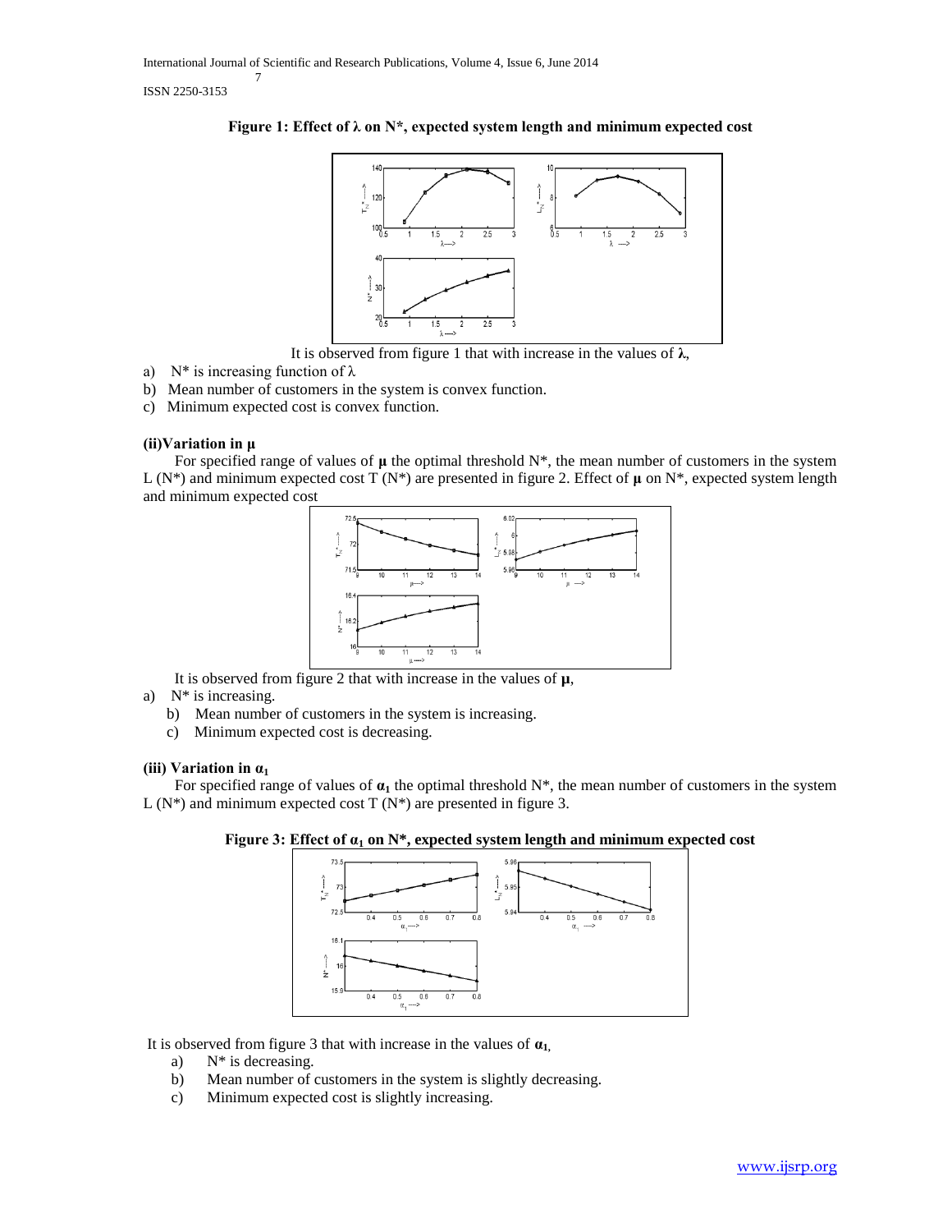**Figure 1: Effect of λ on N*, expected system length and minimum expected cost**

It is observed from figure 1 that with increase in the values of **λ**,

a) N* is increasing function of λ
b) Mean number of customers in the system is convex function.
c) Minimum expected cost is convex function.

**(ii)Variation in μ**

For specified range of values of **μ** the optimal threshold N*, the mean number of customers in the system L (N*) and minimum expected cost T (N*) are presented in figure 2. Effect of **μ** on N*, expected system length and minimum expected cost

It is observed from figure 2 that with increase in the values of **μ**,

a) N* is increasing.
b) Mean number of customers in the system is increasing.
c) Minimum expected cost is decreasing.

**(iii) Variation in $\alpha_1$**

For specified range of values of $\alpha_1$ the optimal threshold N*, the mean number of customers in the system L (N*) and minimum expected cost T (N*) are presented in figure 3.

**Figure 3: Effect of $\alpha_1$ on N*, expected system length and minimum expected cost**

It is observed from figure 3 that with increase in the values of $\alpha_1$,

a) N* is decreasing.
b) Mean number of customers in the system is slightly decreasing.
c) Minimum expected cost is slightly increasing.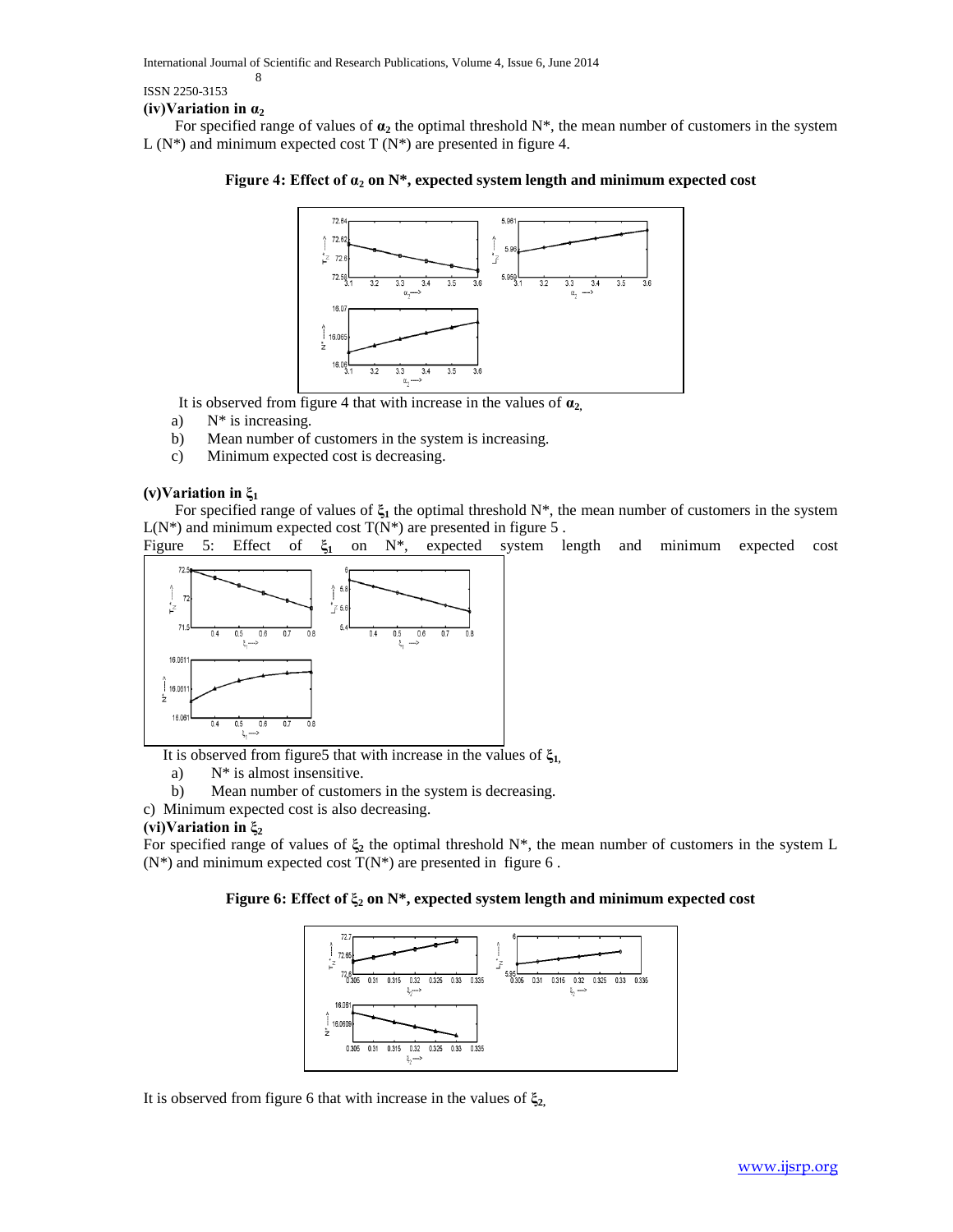### (iv) Variation in $\alpha_2$

For specified range of values of $\alpha_2$ the optimal threshold N*, the mean number of customers in the system L (N*) and minimum expected cost T (N*) are presented in figure 4.

**Figure 4: Effect of $\alpha_2$ on N*, expected system length and minimum expected cost**

It is observed from figure 4 that with increase in the values of $\alpha_2$,

a) N* is increasing.
b) Mean number of customers in the system is increasing.
c) Minimum expected cost is decreasing.

### (v) Variation in $\xi_1$

For specified range of values of $\xi_1$ the optimal threshold N*, the mean number of customers in the system L(N*) and minimum expected cost T(N*) are presented in figure 5 .

Figure 5: Effect of $\xi_1$ on N*, expected system length and minimum expected cost

It is observed from figure5 that with increase in the values of $\xi_1$,

a) N* is almost insensitive.
b) Mean number of customers in the system is decreasing.
c) Minimum expected cost is also decreasing.

### (vi) Variation in $\xi_2$

For specified range of values of $\xi_2$ the optimal threshold N*, the mean number of customers in the system L (N*) and minimum expected cost T(N*) are presented in figure 6 .

**Figure 6: Effect of $\xi_2$ on N*, expected system length and minimum expected cost**

It is observed from figure 6 that with increase in the values of $\xi_2$,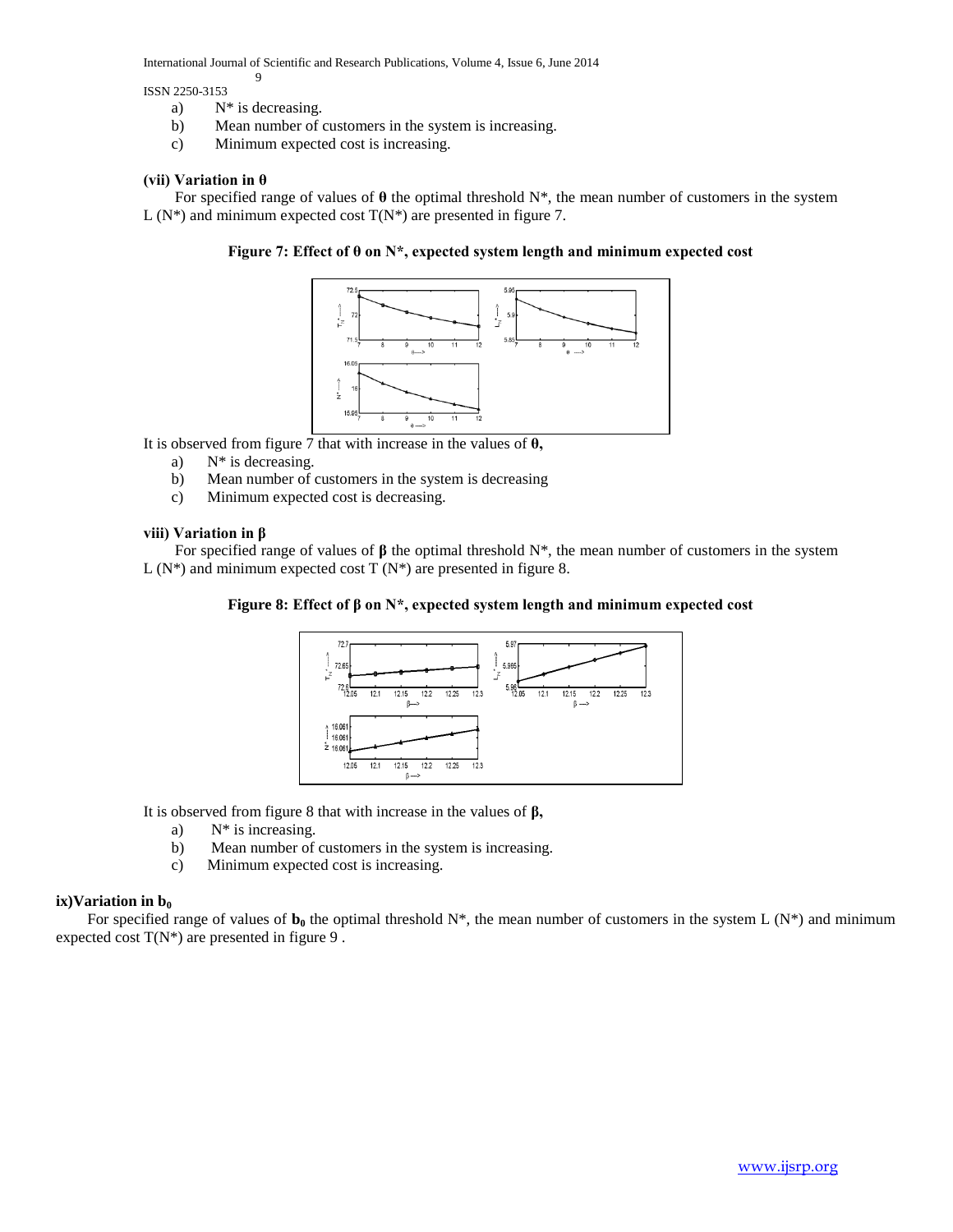a) $N^*$ is decreasing.
b) Mean number of customers in the system is increasing.
c) Minimum expected cost is increasing.

### (vii) Variation in θ

For specified range of values of **θ** the optimal threshold $N^*$, the mean number of customers in the system $L(N^*)$ and minimum expected cost $T(N^*)$ are presented in figure 7.

**Figure 7: Effect of θ on N\*, expected system length and minimum expected cost**

It is observed from figure 7 that with increase in the values of **θ,**

a) $N^*$ is decreasing.
b) Mean number of customers in the system is decreasing
c) Minimum expected cost is decreasing.

### viii) Variation in β

For specified range of values of **β** the optimal threshold $N^*$, the mean number of customers in the system $L(N^*)$ and minimum expected cost $T(N^*)$ are presented in figure 8.

**Figure 8: Effect of β on N\*, expected system length and minimum expected cost**

It is observed from figure 8 that with increase in the values of **β,**

a) $N^*$ is increasing.
b) Mean number of customers in the system is increasing.
c) Minimum expected cost is increasing.

### ix) Variation in $b_0$

For specified range of values of $\mathbf{b_0}$ the optimal threshold $N^*$, the mean number of customers in the system $L(N^*)$ and minimum expected cost $T(N^*)$ are presented in figure 9 .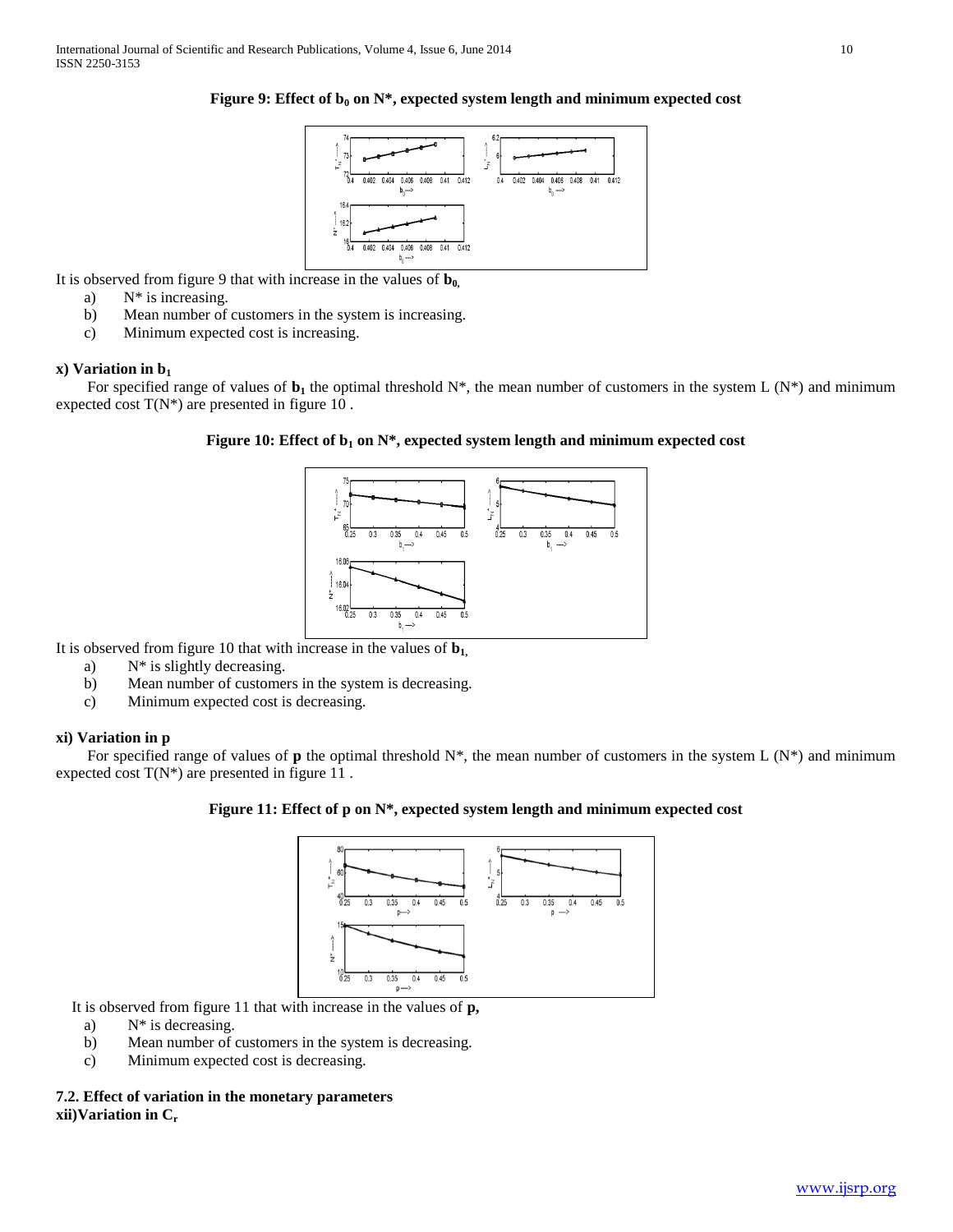**Figure 9: Effect of $b_0$ on N*, expected system length and minimum expected cost**

It is observed from figure 9 that with increase in the values of $\mathbf{b_0}$,

a) N* is increasing.
b) Mean number of customers in the system is increasing.
c) Minimum expected cost is increasing.

**x) Variation in $b_1$**

For specified range of values of $\mathbf{b_1}$ the optimal threshold N*, the mean number of customers in the system L (N*) and minimum expected cost T(N*) are presented in figure 10 .

**Figure 10: Effect of $b_1$ on N*, expected system length and minimum expected cost**

It is observed from figure 10 that with increase in the values of $\mathbf{b_1}$,

a) N* is slightly decreasing.
b) Mean number of customers in the system is decreasing.
c) Minimum expected cost is decreasing.

**xi) Variation in p**

For specified range of values of **p** the optimal threshold N*, the mean number of customers in the system L (N*) and minimum expected cost T(N*) are presented in figure 11 .

**Figure 11: Effect of p on N*, expected system length and minimum expected cost**

It is observed from figure 11 that with increase in the values of **p,**

a) N* is decreasing.
b) Mean number of customers in the system is decreasing.
c) Minimum expected cost is decreasing.

**7.2. Effect of variation in the monetary parameters**

**xii)Variation in $C_r$**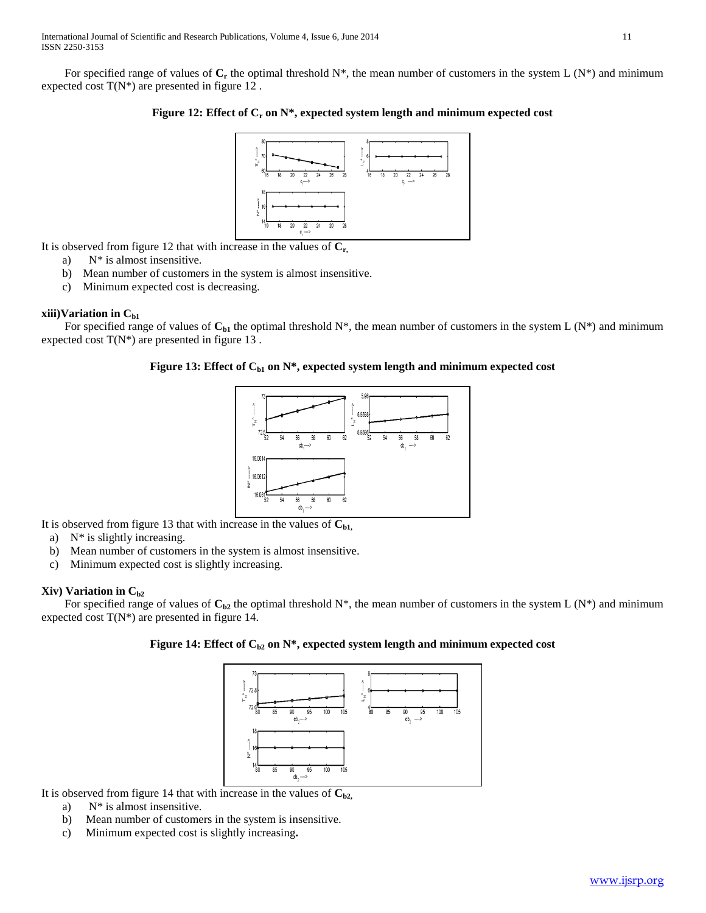For specified range of values of $C_r$ the optimal threshold N*, the mean number of customers in the system L (N*) and minimum expected cost T(N*) are presented in figure 12 .

**Figure 12: Effect of $C_r$ on N*, expected system length and minimum expected cost**

It is observed from figure 12 that with increase in the values of $C_r$,

a) N* is almost insensitive.
b) Mean number of customers in the system is almost insensitive.
c) Minimum expected cost is decreasing.

#### xiii)Variation in $C_{b1}$

For specified range of values of $C_{b1}$ the optimal threshold N*, the mean number of customers in the system L (N*) and minimum expected cost T(N*) are presented in figure 13 .

**Figure 13: Effect of $C_{b1}$ on N*, expected system length and minimum expected cost**

It is observed from figure 13 that with increase in the values of $C_{b1}$,

a) N* is slightly increasing.
b) Mean number of customers in the system is almost insensitive.
c) Minimum expected cost is slightly increasing.

#### Xiv) Variation in $C_{b2}$

For specified range of values of $C_{b2}$ the optimal threshold N*, the mean number of customers in the system L (N*) and minimum expected cost T(N*) are presented in figure 14.

**Figure 14: Effect of $C_{b2}$ on N*, expected system length and minimum expected cost**

It is observed from figure 14 that with increase in the values of $C_{b2}$,

a) N* is almost insensitive.
b) Mean number of customers in the system is insensitive.
c) Minimum expected cost is slightly increasing**.**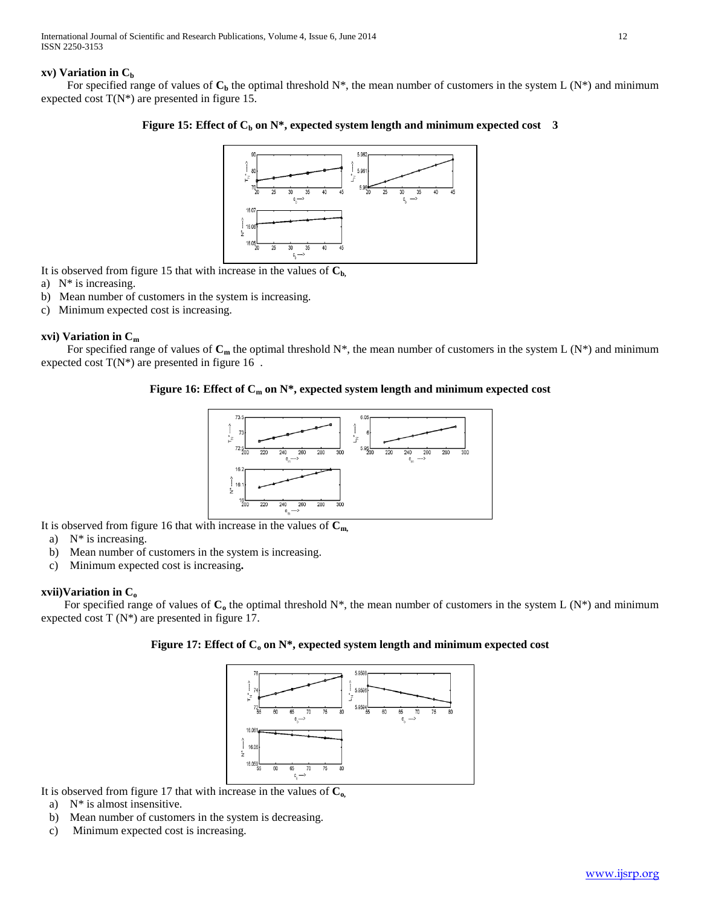### xv) Variation in $C_b$

For specified range of values of $C_b$ the optimal threshold N*, the mean number of customers in the system L (N*) and minimum expected cost T(N*) are presented in figure 15.

**Figure 15: Effect of $C_b$ on N*, expected system length and minimum expected cost 3**

It is observed from figure 15 that with increase in the values of $C_b$,

a) N* is increasing.
b) Mean number of customers in the system is increasing.
c) Minimum expected cost is increasing.

### xvi) Variation in $C_m$

For specified range of values of $C_m$ the optimal threshold N*, the mean number of customers in the system L (N*) and minimum expected cost T(N*) are presented in figure 16 .

**Figure 16: Effect of $C_m$ on N*, expected system length and minimum expected cost**

It is observed from figure 16 that with increase in the values of $C_m$,

a) N* is increasing.
b) Mean number of customers in the system is increasing.
c) Minimum expected cost is increasing**.**

### xvii)Variation in $C_o$

For specified range of values of $C_o$ the optimal threshold N*, the mean number of customers in the system L (N*) and minimum expected cost T (N*) are presented in figure 17.

**Figure 17: Effect of $C_o$ on N*, expected system length and minimum expected cost**

It is observed from figure 17 that with increase in the values of $C_o$,

a) N* is almost insensitive.
b) Mean number of customers in the system is decreasing.
c) Minimum expected cost is increasing.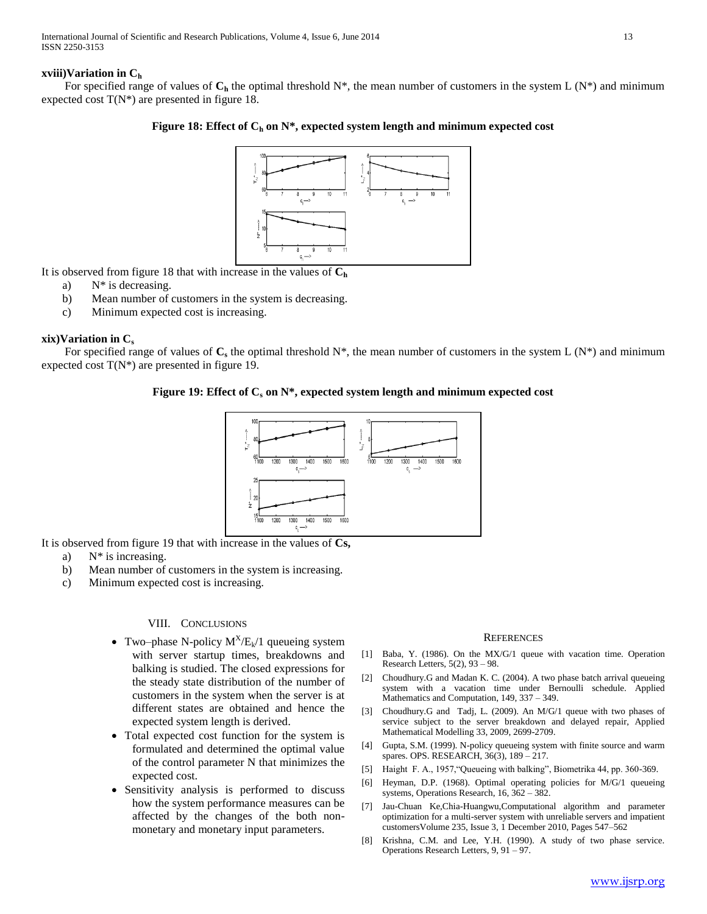### xviii)Variation in $C_h$

For specified range of values of $\mathbf{C_h}$ the optimal threshold N*, the mean number of customers in the system L (N*) and minimum expected cost T(N*) are presented in figure 18.

**Figure 18: Effect of $C_h$ on N*, expected system length and minimum expected cost**

It is observed from figure 18 that with increase in the values of $\mathbf{C_h}$

a) N* is decreasing.
b) Mean number of customers in the system is decreasing.
c) Minimum expected cost is increasing.

### xix)Variation in $C_s$

For specified range of values of $\mathbf{C_s}$ the optimal threshold N*, the mean number of customers in the system L (N*) and minimum expected cost T(N*) are presented in figure 19.

**Figure 19: Effect of $C_s$ on N*, expected system length and minimum expected cost**

It is observed from figure 19 that with increase in the values of **Cs,**

a) N* is increasing.
b) Mean number of customers in the system is increasing.
c) Minimum expected cost is increasing.

## VIII. Conclusions

- Two–phase N-policy $M^X/E_k/1$ queueing system with server startup times, breakdowns and balking is studied. The closed expressions for the steady state distribution of the number of customers in the system when the server is at different states are obtained and hence the expected system length is derived.
- Total expected cost function for the system is formulated and determined the optimal value of the control parameter N that minimizes the expected cost.
- Sensitivity analysis is performed to discuss how the system performance measures can be affected by the changes of the both non-monetary and monetary input parameters.

## References

[1] Baba, Y. (1986). On the MX/G/1 queue with vacation time. Operation Research Letters, 5(2), 93 – 98.

[2] Choudhury.G and Madan K. C. (2004). A two phase batch arrival queueing system with a vacation time under Bernoulli schedule. Applied Mathematics and Computation, 149, 337 – 349.

[3] Choudhury.G and Tadj, L. (2009). An M/G/1 queue with two phases of service subject to the server breakdown and delayed repair, Applied Mathematical Modelling 33, 2009, 2699-2709.

[4] Gupta, S.M. (1999). N-policy queueing system with finite source and warm spares. OPS. RESEARCH, 36(3), 189 – 217.

[5] Haight F. A., 1957,"Queueing with balking", Biometrika 44, pp. 360-369.

[6] Heyman, D.P. (1968). Optimal operating policies for M/G/1 queueing systems, Operations Research, 16, 362 – 382.

[7] Jau-Chuan Ke,Chia-Huangwu,Computational algorithm and parameter optimization for a multi-server system with unreliable servers and impatient customersVolume 235, Issue 3, 1 December 2010, Pages 547–562

[8] Krishna, C.M. and Lee, Y.H. (1990). A study of two phase service. Operations Research Letters, 9, 91 – 97.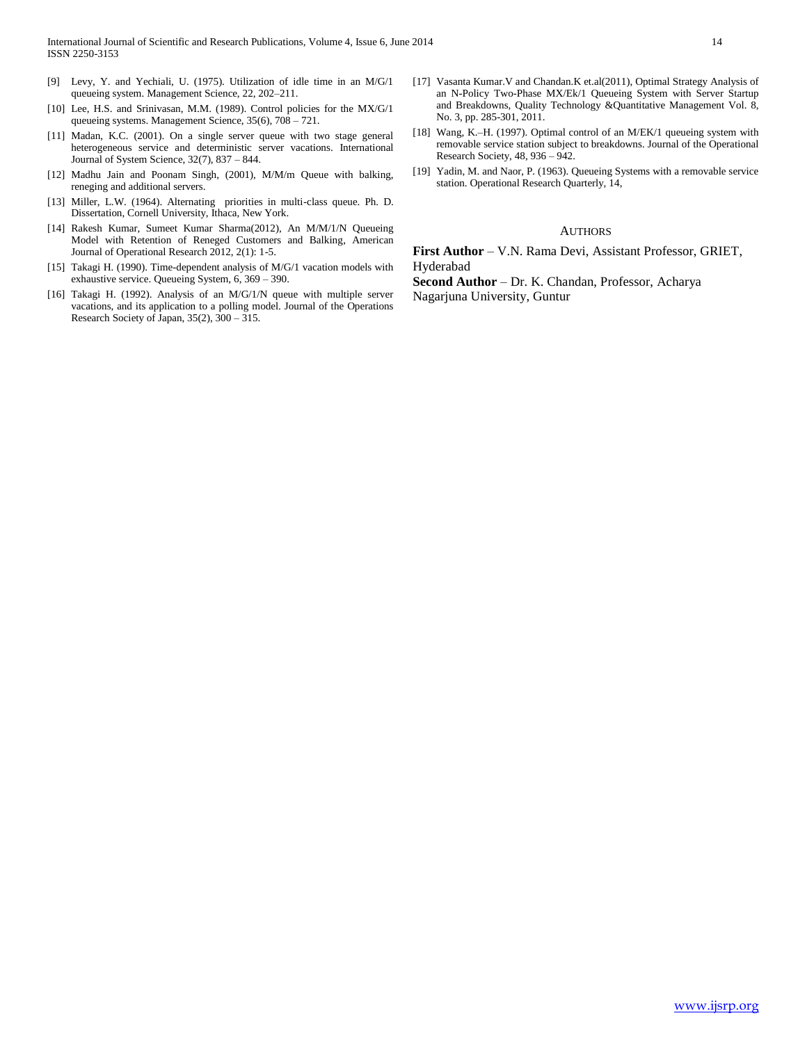[9] Levy, Y. and Yechiali, U. (1975). Utilization of idle time in an M/G/1 queueing system. Management Science, 22, 202–211.

[10] Lee, H.S. and Srinivasan, M.M. (1989). Control policies for the MX/G/1 queueing systems. Management Science, 35(6), 708 – 721.

[11] Madan, K.C. (2001). On a single server queue with two stage general heterogeneous service and deterministic server vacations. International Journal of System Science, 32(7), 837 – 844.

[12] Madhu Jain and Poonam Singh, (2001), M/M/m Queue with balking, reneging and additional servers.

[13] Miller, L.W. (1964). Alternating priorities in multi-class queue. Ph. D. Dissertation, Cornell University, Ithaca, New York.

[14] Rakesh Kumar, Sumeet Kumar Sharma(2012), An M/M/1/N Queueing Model with Retention of Reneged Customers and Balking, American Journal of Operational Research 2012, 2(1): 1-5.

[15] Takagi H. (1990). Time-dependent analysis of M/G/1 vacation models with exhaustive service. Queueing System, 6, 369 – 390.

[16] Takagi H. (1992). Analysis of an M/G/1/N queue with multiple server vacations, and its application to a polling model. Journal of the Operations Research Society of Japan, 35(2), 300 – 315.

[17] Vasanta Kumar.V and Chandan.K et.al(2011), Optimal Strategy Analysis of an N-Policy Two-Phase MX/Ek/1 Queueing System with Server Startup and Breakdowns, Quality Technology &Quantitative Management Vol. 8, No. 3, pp. 285-301, 2011.

[18] Wang, K.–H. (1997). Optimal control of an M/EK/1 queueing system with removable service station subject to breakdowns. Journal of the Operational Research Society, 48, 936 – 942.

[19] Yadin, M. and Naor, P. (1963). Queueing Systems with a removable service station. Operational Research Quarterly, 14,

## AUTHORS

**First Author** – V.N. Rama Devi, Assistant Professor, GRIET, Hyderabad

**Second Author** – Dr. K. Chandan, Professor, Acharya Nagarjuna University, Guntur